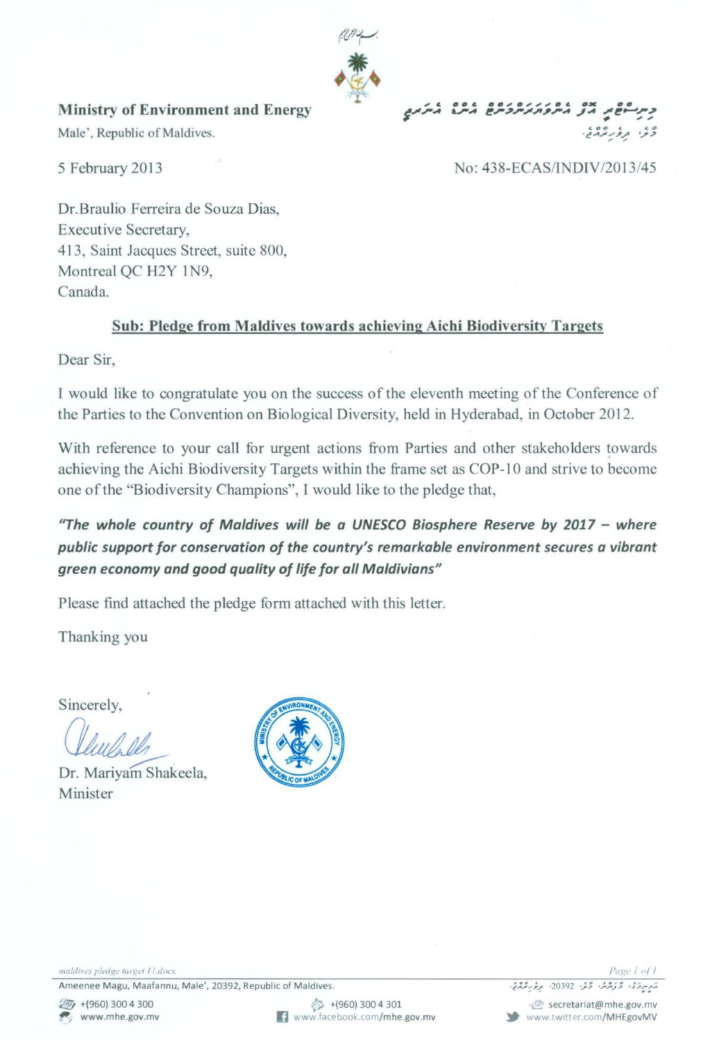**Ministry of Environment and Energy**

Male', Republic of Maldives.

5 February 2013

No: 438-ECAS/INDIV/2013/45

Dr.Braulio Ferreira de Souza Dias,
Executive Secretary,
413, Saint Jacques Street, suite 800,
Montreal QC H2Y 1N9,
Canada.

**Sub: Pledge from Maldives towards achieving Aichi Biodiversity Targets**

Dear Sir,

I would like to congratulate you on the success of the eleventh meeting of the Conference of the Parties to the Convention on Biological Diversity, held in Hyderabad, in October 2012.

With reference to your call for urgent actions from Parties and other stakeholders towards achieving the Aichi Biodiversity Targets within the frame set as COP-10 and strive to become one of the "Biodiversity Champions", I would like to the pledge that,

***"The whole country of Maldives will be a UNESCO Biosphere Reserve by 2017 – where public support for conservation of the country's remarkable environment secures a vibrant green economy and good quality of life for all Maldivians"***

Please find attached the pledge form attached with this letter.

Thanking you

Sincerely,

Dr. Mariyam Shakeela,
Minister

Ameenee Magu, Maafannu, Male', 20392, Republic of Maldives.

+(960) 300 4 300 | +(960) 300 4 301 | secretariat@mhe.gov.mv
www.mhe.gov.mv | www.facebook.com/mhe.gov.mv | www.twitter.com/MHEgovMV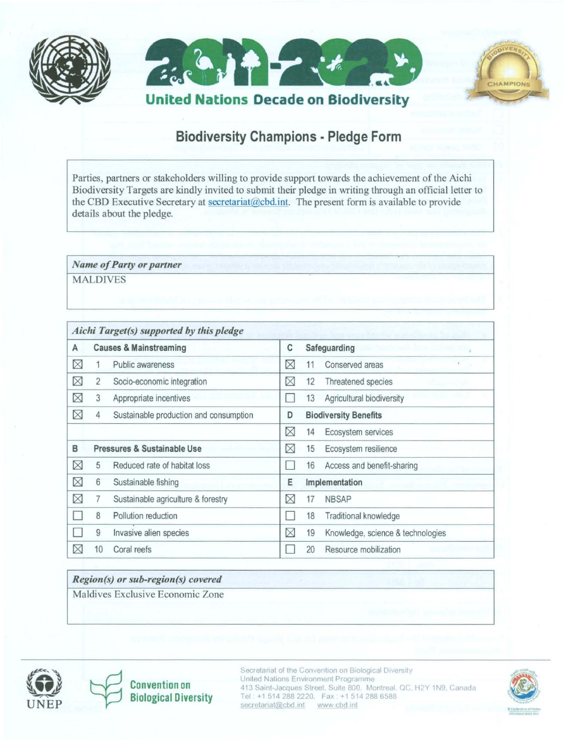United Nations Decade on Biodiversity

# Biodiversity Champions - Pledge Form

Parties, partners or stakeholders willing to provide support towards the achievement of the Aichi Biodiversity Targets are kindly invited to submit their pledge in writing through an official letter to the CBD Executive Secretary at secretariat@cbd.int. The present form is available to provide details about the pledge.

| *Name of Party or partner* |
|---|
| MALDIVES |

| *Aichi Target(s) supported by this pledge* | | | |
|---|---|---|---|
| **A** | **Causes & Mainstreaming** | **C** | **Safeguarding** |
| ☒ 1 | Public awareness | ☒ 11 | Conserved areas |
| ☒ 2 | Socio-economic integration | ☒ 12 | Threatened species |
| ☒ 3 | Appropriate incentives | ☐ 13 | Agricultural biodiversity |
| ☒ 4 | Sustainable production and consumption | **D** | **Biodiversity Benefits** |
| | | ☒ 14 | Ecosystem services |
| **B** | **Pressures & Sustainable Use** | ☒ 15 | Ecosystem resilience |
| ☒ 5 | Reduced rate of habitat loss | ☐ 16 | Access and benefit-sharing |
| ☒ 6 | Sustainable fishing | **E** | **Implementation** |
| ☒ 7 | Sustainable agriculture & forestry | ☒ 17 | NBSAP |
| ☐ 8 | Pollution reduction | ☐ 18 | Traditional knowledge |
| ☐ 9 | Invasive alien species | ☒ 19 | Knowledge, science & technologies |
| ☒ 10 | Coral reefs | ☐ 20 | Resource mobilization |

| *Region(s) or sub-region(s) covered* |
|---|
| Maldives Exclusive Economic Zone |

UNEP | Convention on Biological Diversity

Secretariat of the Convention on Biological Diversity
United Nations Environment Programme
413 Saint-Jacques Street, Suite 800, Montreal, QC, H2Y 1N9, Canada
Tel : +1 514 288 2220. Fax : +1 514 288 6588
secretariat@cbd.int www.cbd.int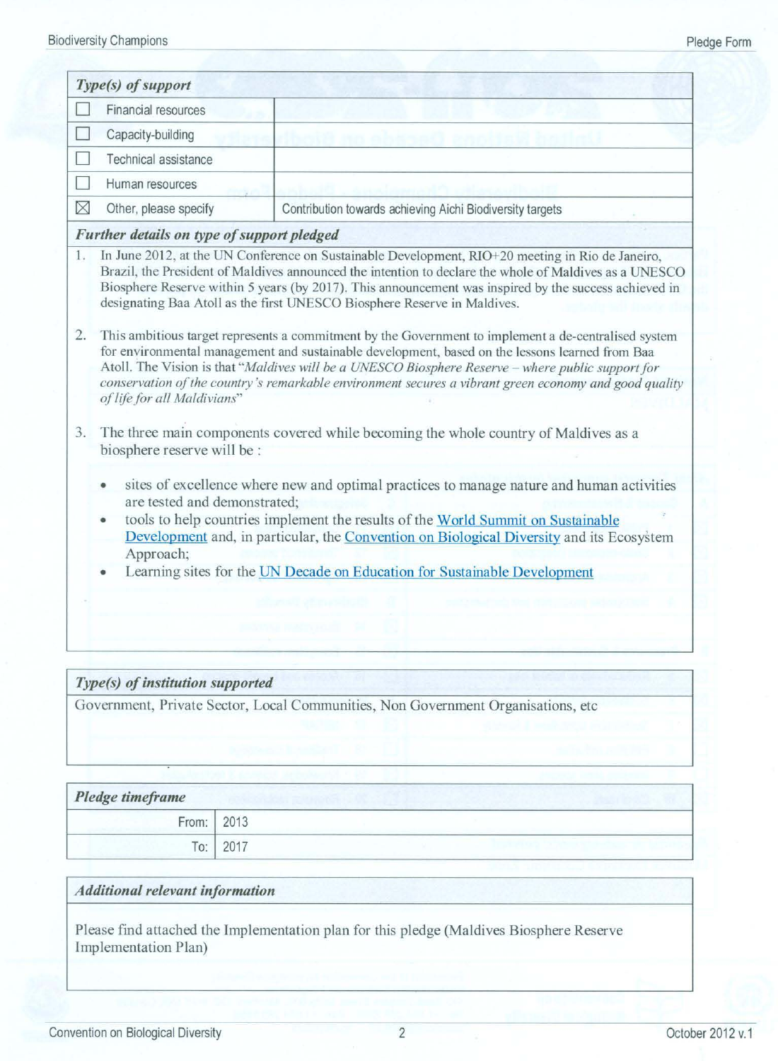| *Type(s) of support* | |
|---|---|
| ☐ Financial resources | |
| ☐ Capacity-building | |
| ☐ Technical assistance | |
| ☐ Human resources | |
| ☒ Other, please specify | Contribution towards achieving Aichi Biodiversity targets |

***Further details on type of support pledged***

1. In June 2012, at the UN Conference on Sustainable Development, RIO+20 meeting in Rio de Janeiro, Brazil, the President of Maldives announced the intention to declare the whole of Maldives as a UNESCO Biosphere Reserve within 5 years (by 2017). This announcement was inspired by the success achieved in designating Baa Atoll as the first UNESCO Biosphere Reserve in Maldives.

2. This ambitious target represents a commitment by the Government to implement a de-centralised system for environmental management and sustainable development, based on the lessons learned from Baa Atoll. The Vision is that "*Maldives will be a UNESCO Biosphere Reserve – where public support for conservation of the country's remarkable environment secures a vibrant green economy and good quality of life for all Maldivians*"

3. The three main components covered while becoming the whole country of Maldives as a biosphere reserve will be :

   - sites of excellence where new and optimal practices to manage nature and human activities are tested and demonstrated;
   - tools to help countries implement the results of the World Summit on Sustainable Development and, in particular, the Convention on Biological Diversity and its Ecosystem Approach;
   - Learning sites for the UN Decade on Education for Sustainable Development

***Type(s) of institution supported***

Government, Private Sector, Local Communities, Non Government Organisations, etc

| *Pledge timeframe* | |
|---|---|
| From: | 2013 |
| To: | 2017 |

***Additional relevant information***

Please find attached the Implementation plan for this pledge (Maldives Biosphere Reserve Implementation Plan)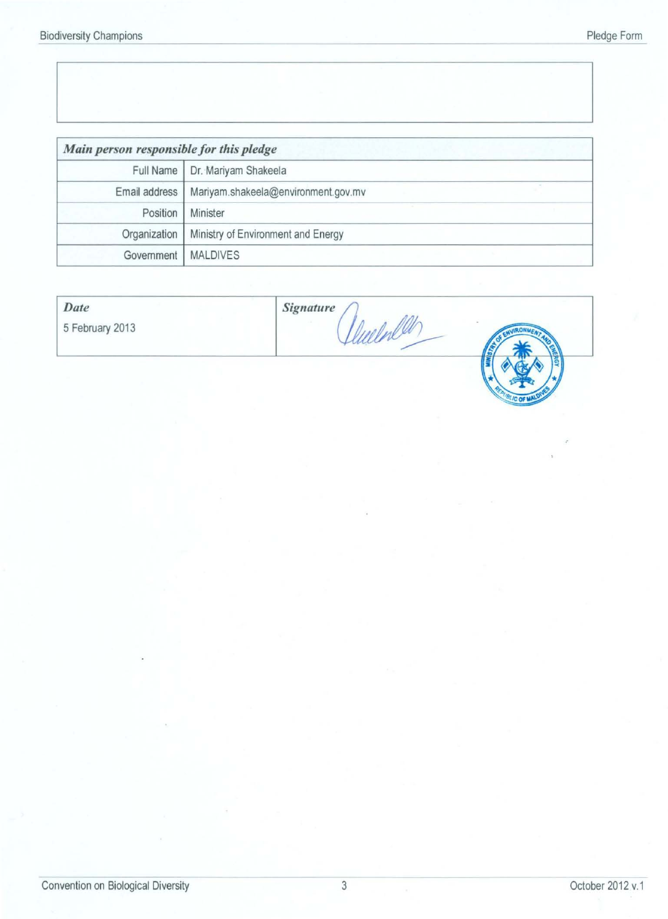| | |
|---|---|
| | |

| *Main person responsible for this pledge* | |
|---|---|
| Full Name | Dr. Mariyam Shakeela |
| Email address | Mariyam.shakeela@environment.gov.mv |
| Position | Minister |
| Organization | Ministry of Environment and Energy |
| Government | MALDIVES |

| *Date* | *Signature* |
|---|---|
| 5 February 2013 | |